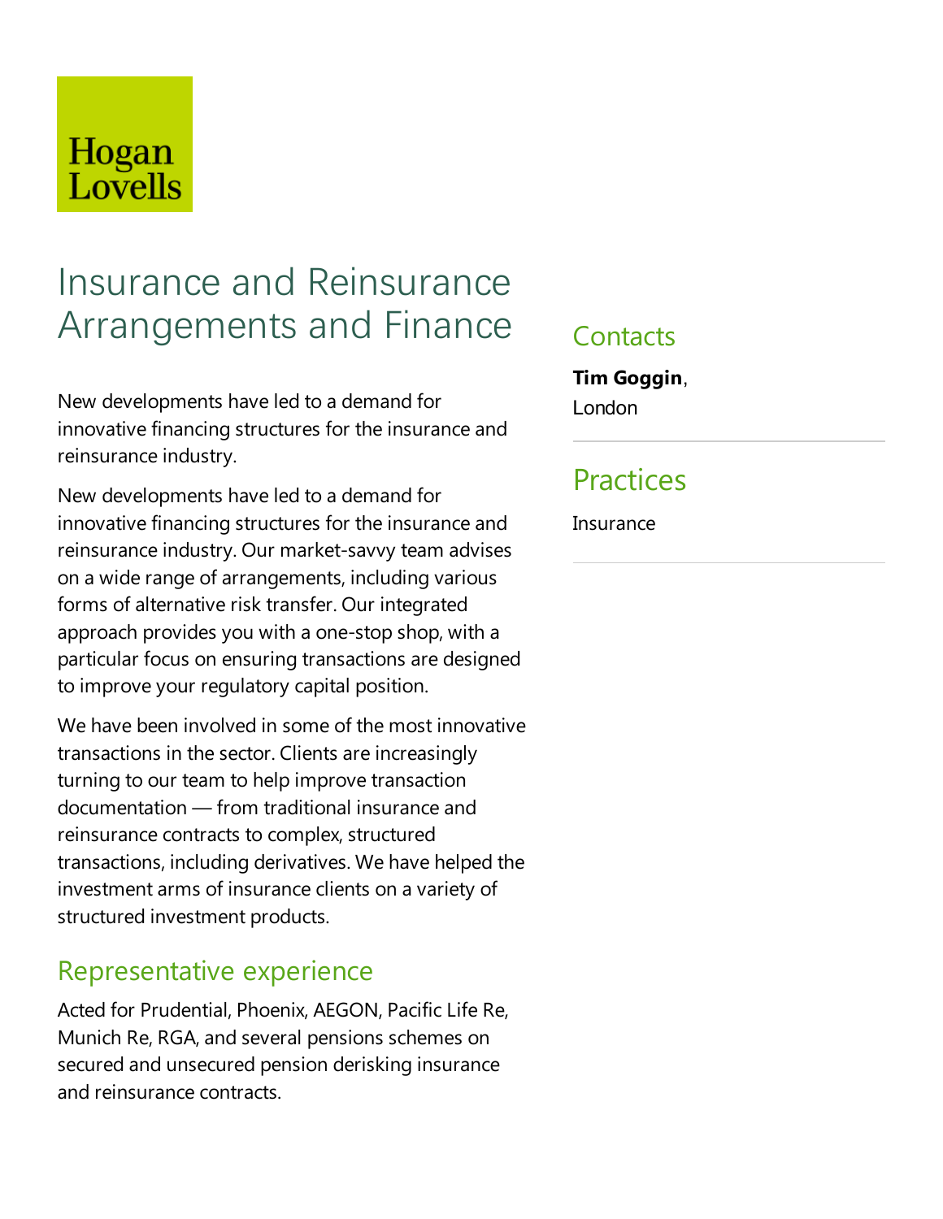Hogan Lovells

# Insurance and Reinsurance Arrangements and Finance

New developments have led to a demand for innovative financing structures for the insurance and reinsurance industry.

New developments have led to a demand for innovative financing structures for the insurance and reinsurance industry. Our market-savvy team advises on a wide range of arrangements, including various forms of alternative risk transfer. Our integrated approach provides you with a one-stop shop, with a particular focus on ensuring transactions are designed to improve your regulatory capital position.

We have been involved in some of the most innovative transactions in the sector. Clients are increasingly turning to our team to help improve transaction documentation — from traditional insurance and reinsurance contracts to complex, structured transactions, including derivatives. We have helped the investment arms of insurance clients on a variety of structured investment products.

## Representative experience

Acted for Prudential, Phoenix, AEGON, Pacific Life Re, Munich Re, RGA, and several pensions schemes on secured and unsecured pension derisking insurance and reinsurance contracts.

## Contacts

**Tim Goggin**, London

## Practices

Insurance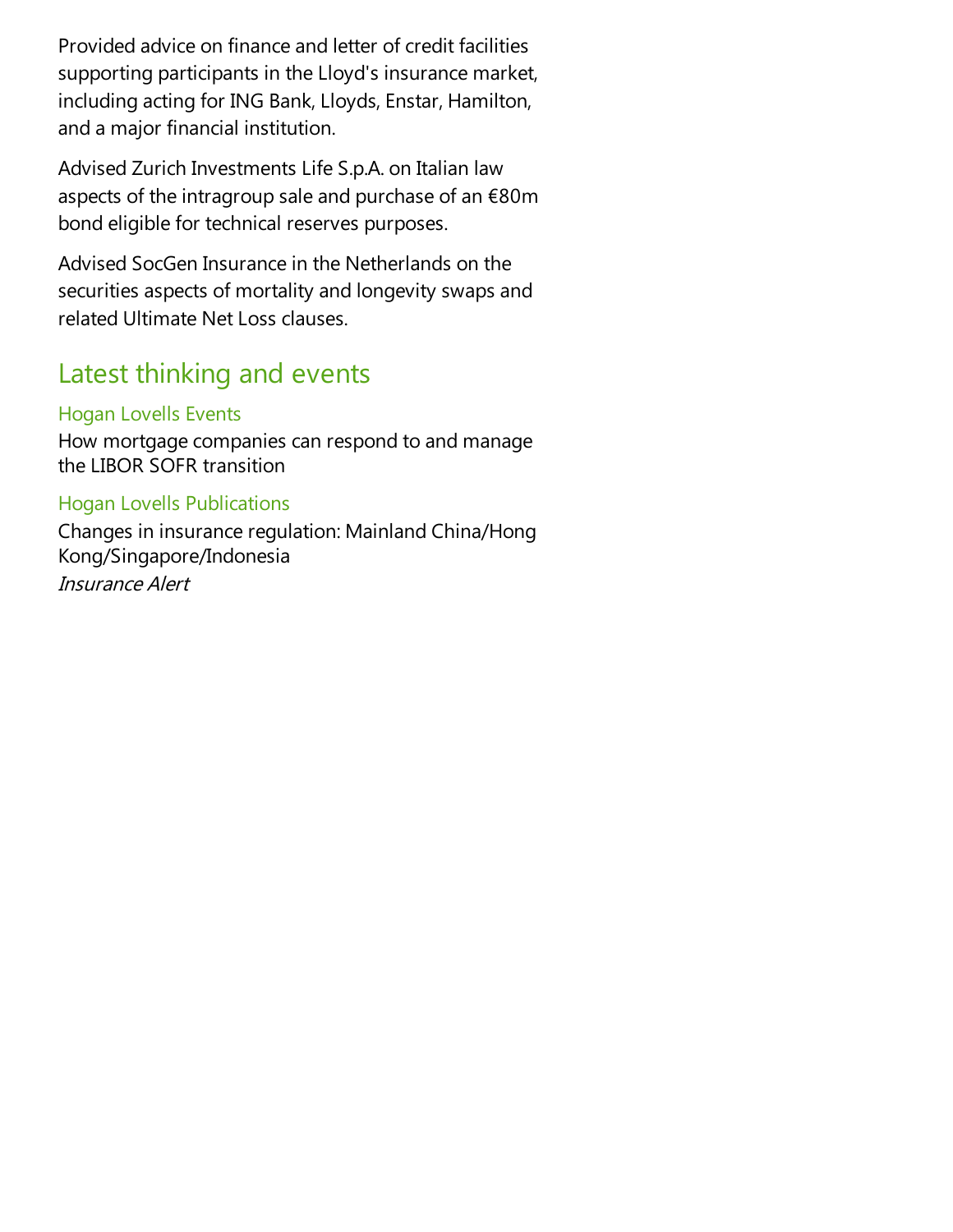Provided advice on finance and letter of credit facilities supporting participants in the Lloyd's insurance market, including acting for ING Bank, Lloyds, Enstar, Hamilton, and a major financial institution.

Advised Zurich Investments Life S.p.A. on Italian law aspects of the intragroup sale and purchase of an €80m bond eligible for technical reserves purposes.

Advised SocGen Insurance in the Netherlands on the securities aspects of mortality and longevity swaps and related Ultimate Net Loss clauses.

## Latest thinking and events

### Hogan Lovells Events

How mortgage companies can respond to and manage the LIBOR SOFR transition

### Hogan Lovells Publications

Changes in insurance regulation: Mainland China/Hong Kong/Singapore/Indonesia
*Insurance Alert*